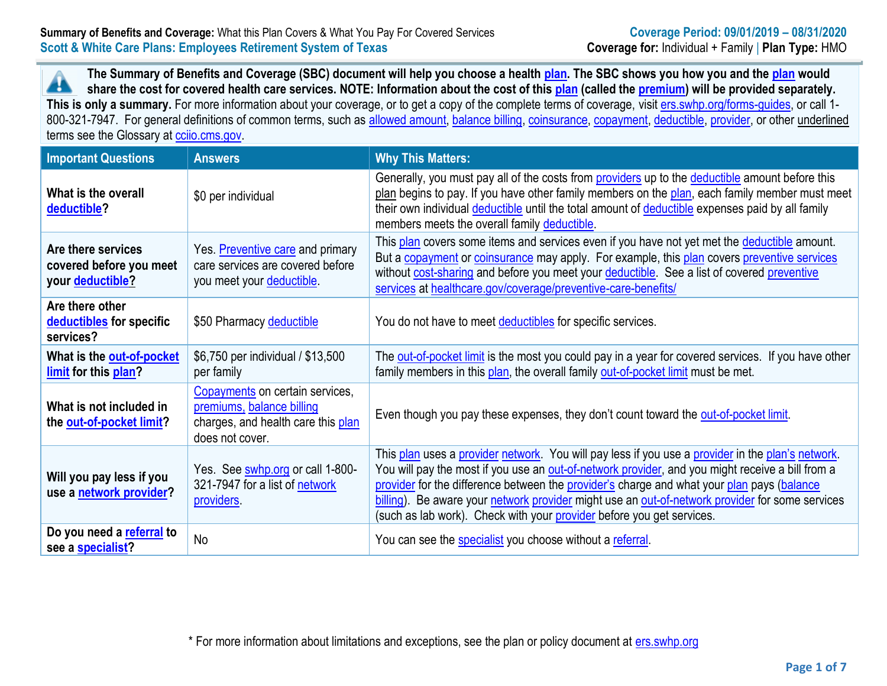**Summary of Benefits and Coverage:** What this Plan Covers & What You Pay For Covered Services
**Scott & White Care Plans: Employees Retirement System of Texas**

**Coverage Period: 09/01/2019 – 08/31/2020**
**Coverage for:** Individual + Family | **Plan Type:** HMO

**The Summary of Benefits and Coverage (SBC) document will help you choose a health plan. The SBC shows you how you and the plan would share the cost for covered health care services. NOTE: Information about the cost of this plan (called the premium) will be provided separately. This is only a summary.** For more information about your coverage, or to get a copy of the complete terms of coverage, visit ers.swhp.org/forms-guides, or call 1-800-321-7947. For general definitions of common terms, such as allowed amount, balance billing, coinsurance, copayment, deductible, provider, or other underlined terms see the Glossary at cciio.cms.gov.

| Important Questions | Answers | Why This Matters: |
|---|---|---|
| **What is the overall deductible?** | $0 per individual | Generally, you must pay all of the costs from providers up to the deductible amount before this plan begins to pay. If you have other family members on the plan, each family member must meet their own individual deductible until the total amount of deductible expenses paid by all family members meets the overall family deductible. |
| **Are there services covered before you meet your deductible?** | Yes. Preventive care and primary care services are covered before you meet your deductible. | This plan covers some items and services even if you have not yet met the deductible amount. But a copayment or coinsurance may apply. For example, this plan covers preventive services without cost-sharing and before you meet your deductible. See a list of covered preventive services at healthcare.gov/coverage/preventive-care-benefits/ |
| **Are there other deductibles for specific services?** | $50 Pharmacy deductible | You do not have to meet deductibles for specific services. |
| **What is the out-of-pocket limit for this plan?** | $6,750 per individual / $13,500 per family | The out-of-pocket limit is the most you could pay in a year for covered services. If you have other family members in this plan, the overall family out-of-pocket limit must be met. |
| **What is not included in the out-of-pocket limit?** | Copayments on certain services, premiums, balance billing charges, and health care this plan does not cover. | Even though you pay these expenses, they don't count toward the out-of-pocket limit. |
| **Will you pay less if you use a network provider?** | Yes. See swhp.org or call 1-800-321-7947 for a list of network providers. | This plan uses a provider network. You will pay less if you use a provider in the plan's network. You will pay the most if you use an out-of-network provider, and you might receive a bill from a provider for the difference between the provider's charge and what your plan pays (balance billing). Be aware your network provider might use an out-of-network provider for some services (such as lab work). Check with your provider before you get services. |
| **Do you need a referral to see a specialist?** | No | You can see the specialist you choose without a referral. |

\* For more information about limitations and exceptions, see the plan or policy document at ers.swhp.org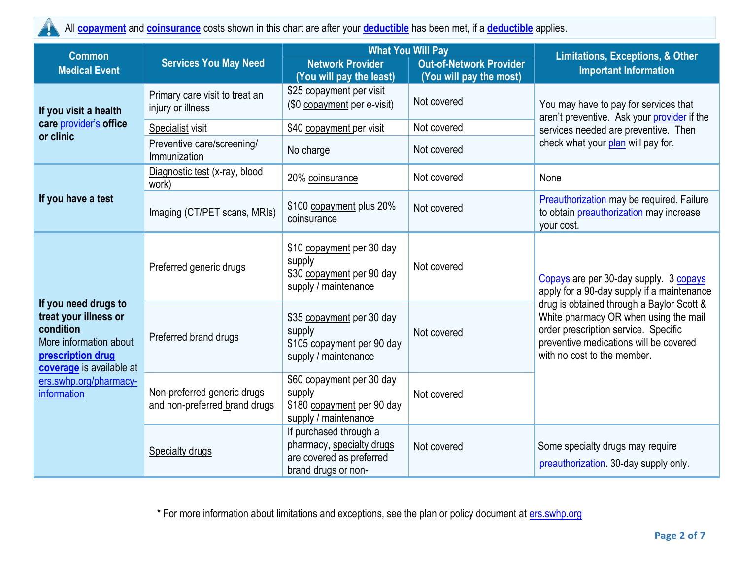All **copayment** and **coinsurance** costs shown in this chart are after your **deductible** has been met, if a **deductible** applies.

| Common Medical Event | Services You May Need | What You Will Pay | | Limitations, Exceptions, & Other Important Information |
|---|---|---|---|---|
| | | Network Provider (You will pay the least) | Out-of-Network Provider (You will pay the most) | |
| **If you visit a health care provider's office or clinic** | Primary care visit to treat an injury or illness | $25 copayment per visit ($0 copayment per e-visit) | Not covered | You may have to pay for services that aren't preventive. Ask your provider if the services needed are preventive. Then check what your plan will pay for. |
| | Specialist visit | $40 copayment per visit | Not covered | |
| | Preventive care/screening/ Immunization | No charge | Not covered | |
| **If you have a test** | Diagnostic test (x-ray, blood work) | 20% coinsurance | Not covered | None |
| | Imaging (CT/PET scans, MRIs) | $100 copayment plus 20% coinsurance | Not covered | Preauthorization may be required. Failure to obtain preauthorization may increase your cost. |
| **If you need drugs to treat your illness or condition** More information about **prescription drug coverage** is available at ers.swhp.org/pharmacy-information | Preferred generic drugs | $10 copayment per 30 day supply $30 copayment per 90 day supply / maintenance | Not covered | Copays are per 30-day supply. 3 copays apply for a 90-day supply if a maintenance drug is obtained through a Baylor Scott & White pharmacy OR when using the mail order prescription service. Specific preventive medications will be covered with no cost to the member. |
| | Preferred brand drugs | $35 copayment per 30 day supply $105 copayment per 90 day supply / maintenance | Not covered | |
| | Non-preferred generic drugs and non-preferred brand drugs | $60 copayment per 30 day supply $180 copayment per 90 day supply / maintenance | Not covered | |
| | Specialty drugs | If purchased through a pharmacy, specialty drugs are covered as preferred brand drugs or non- | Not covered | Some specialty drugs may require preauthorization. 30-day supply only. |

\* For more information about limitations and exceptions, see the plan or policy document at ers.swhp.org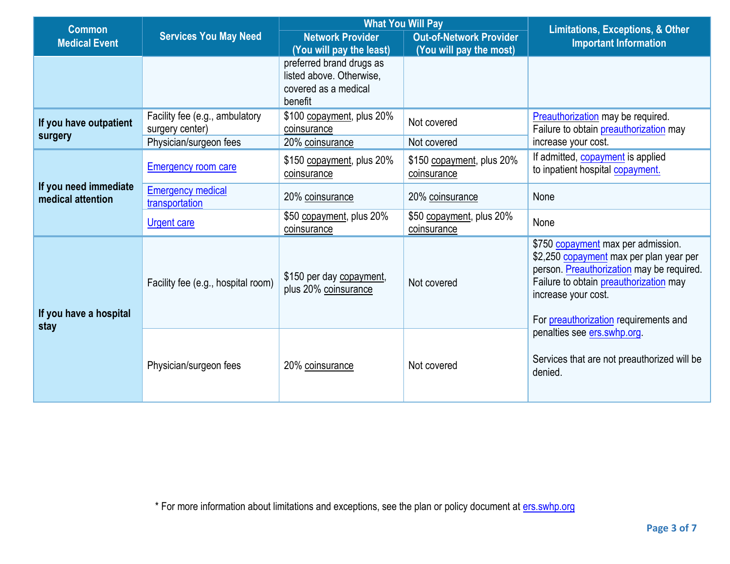| Common Medical Event | Services You May Need | What You Will Pay | | Limitations, Exceptions, & Other Important Information |
|---|---|---|---|---|
| | | Network Provider (You will pay the least) | Out-of-Network Provider (You will pay the most) | |
| | | preferred brand drugs as listed above. Otherwise, covered as a medical benefit | | |
| If you have outpatient surgery | Facility fee (e.g., ambulatory surgery center) | $100 copayment, plus 20% coinsurance | Not covered | Preauthorization may be required. Failure to obtain preauthorization may increase your cost. |
| | Physician/surgeon fees | 20% coinsurance | Not covered | |
| If you need immediate medical attention | Emergency room care | $150 copayment, plus 20% coinsurance | $150 copayment, plus 20% coinsurance | If admitted, copayment is applied to inpatient hospital copayment. |
| | Emergency medical transportation | 20% coinsurance | 20% coinsurance | None |
| | Urgent care | $50 copayment, plus 20% coinsurance | $50 copayment, plus 20% coinsurance | None |
| If you have a hospital stay | Facility fee (e.g., hospital room) | $150 per day copayment, plus 20% coinsurance | Not covered | $750 copayment max per admission. $2,250 copayment max per plan year per person. Preauthorization may be required. Failure to obtain preauthorization may increase your cost.<br><br>For preauthorization requirements and penalties see ers.swhp.org.<br><br>Services that are not preauthorized will be denied. |
| | Physician/surgeon fees | 20% coinsurance | Not covered | |

* For more information about limitations and exceptions, see the plan or policy document at ers.swhp.org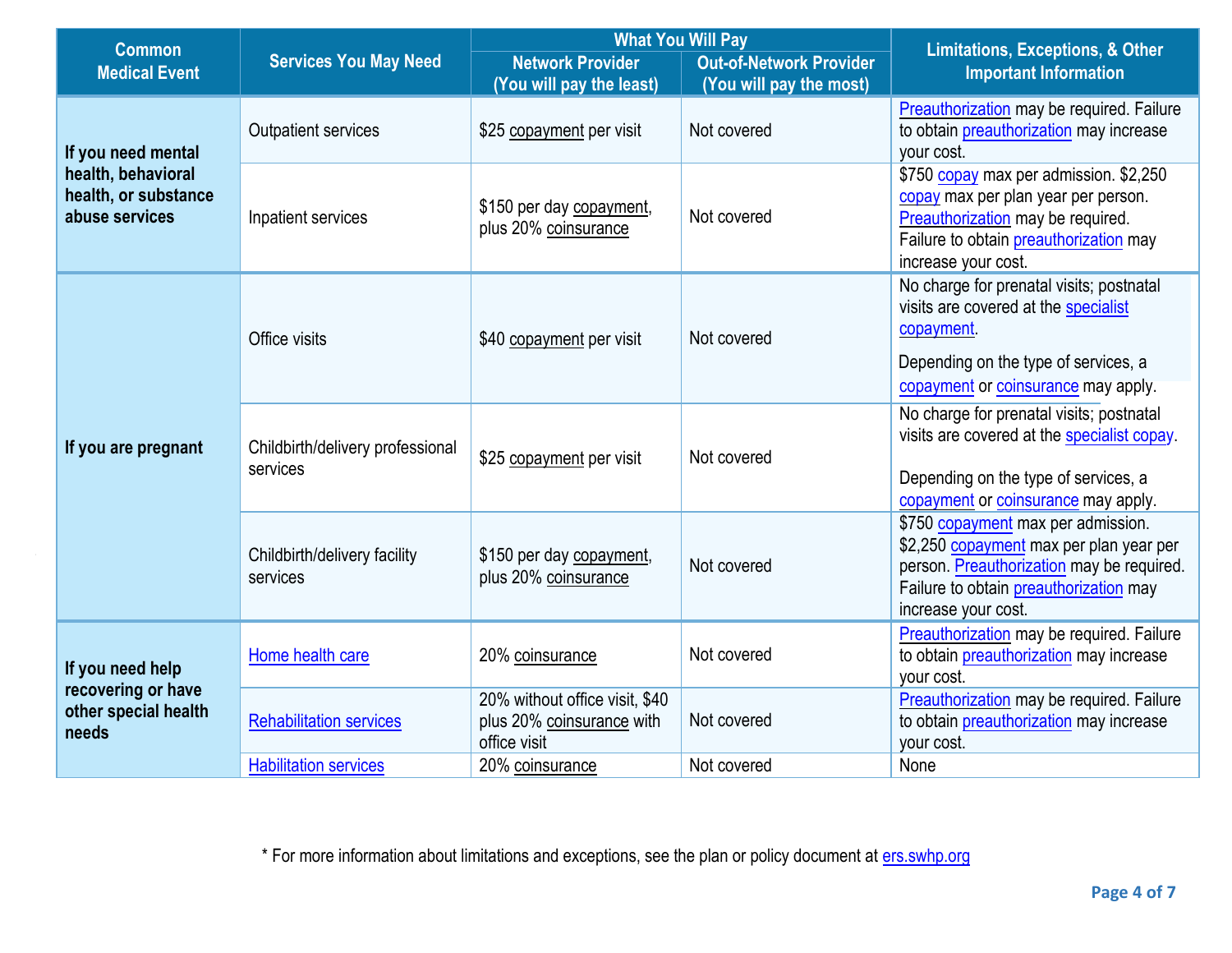| Common Medical Event | Services You May Need | What You Will Pay | | Limitations, Exceptions, & Other Important Information |
|---|---|---|---|---|
| | | Network Provider (You will pay the least) | Out-of-Network Provider (You will pay the most) | |
| **If you need mental health, behavioral health, or substance abuse services** | Outpatient services | $25 copayment per visit | Not covered | Preauthorization may be required. Failure to obtain preauthorization may increase your cost. |
| | Inpatient services | $150 per day copayment, plus 20% coinsurance | Not covered | $750 copay max per admission. $2,250 copay max per plan year per person. Preauthorization may be required. Failure to obtain preauthorization may increase your cost. |
| **If you are pregnant** | Office visits | $40 copayment per visit | Not covered | No charge for prenatal visits; postnatal visits are covered at the specialist copayment. Depending on the type of services, a copayment or coinsurance may apply. |
| | Childbirth/delivery professional services | $25 copayment per visit | Not covered | No charge for prenatal visits; postnatal visits are covered at the specialist copay. Depending on the type of services, a copayment or coinsurance may apply. |
| | Childbirth/delivery facility services | $150 per day copayment, plus 20% coinsurance | Not covered | $750 copayment max per admission. $2,250 copayment max per plan year per person. Preauthorization may be required. Failure to obtain preauthorization may increase your cost. |
| **If you need help recovering or have other special health needs** | Home health care | 20% coinsurance | Not covered | Preauthorization may be required. Failure to obtain preauthorization may increase your cost. |
| | Rehabilitation services | 20% without office visit, $40 plus 20% coinsurance with office visit | Not covered | Preauthorization may be required. Failure to obtain preauthorization may increase your cost. |
| | Habilitation services | 20% coinsurance | Not covered | None |

* For more information about limitations and exceptions, see the plan or policy document at ers.swhp.org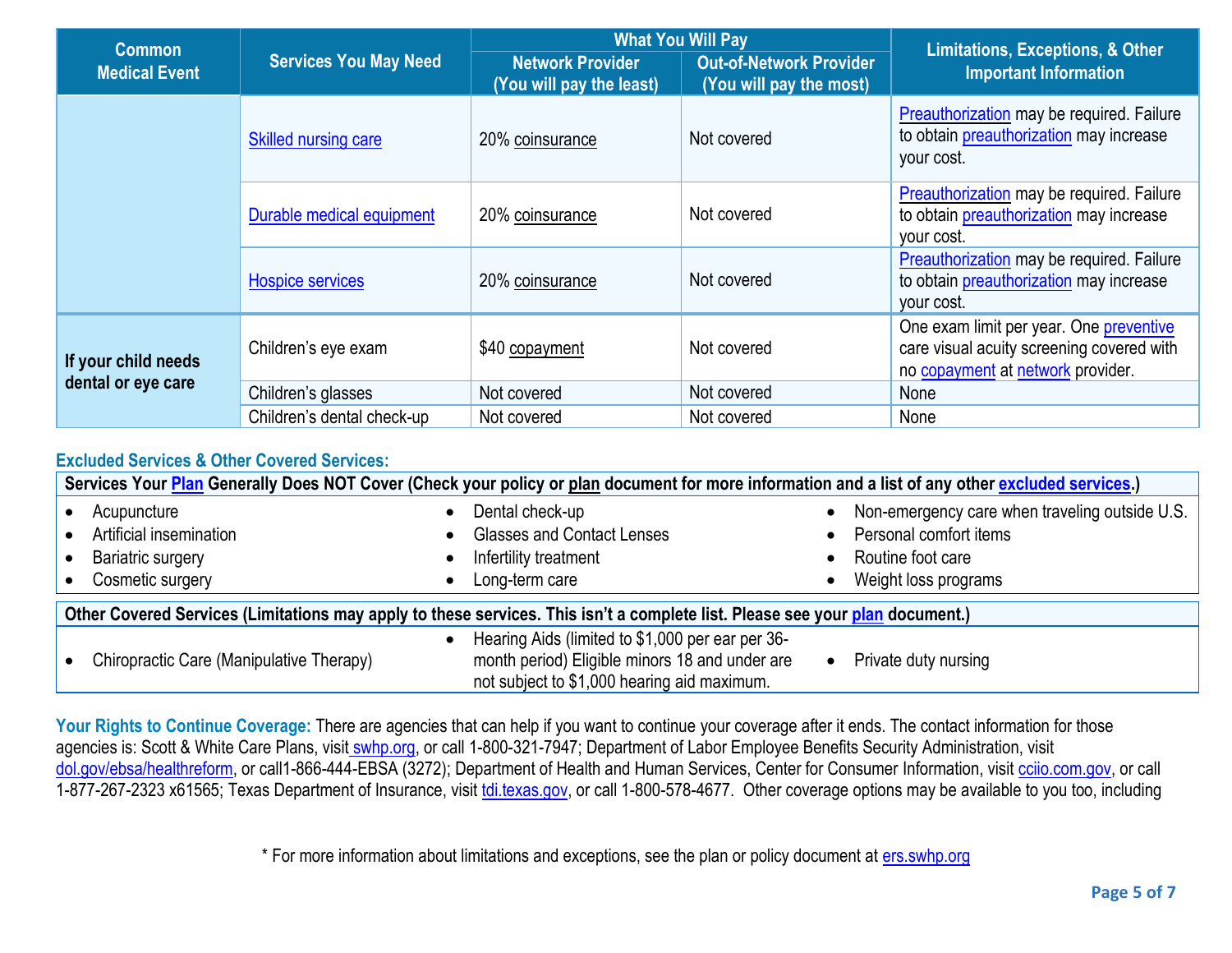| Common Medical Event | Services You May Need | What You Will Pay | | Limitations, Exceptions, & Other Important Information |
|---|---|---|---|---|
| | | Network Provider (You will pay the least) | Out-of-Network Provider (You will pay the most) | |
| | Skilled nursing care | 20% coinsurance | Not covered | Preauthorization may be required. Failure to obtain preauthorization may increase your cost. |
| | Durable medical equipment | 20% coinsurance | Not covered | Preauthorization may be required. Failure to obtain preauthorization may increase your cost. |
| | Hospice services | 20% coinsurance | Not covered | Preauthorization may be required. Failure to obtain preauthorization may increase your cost. |
| **If your child needs dental or eye care** | Children's eye exam | $40 copayment | Not covered | One exam limit per year. One preventive care visual acuity screening covered with no copayment at network provider. |
| | Children's glasses | Not covered | Not covered | None |
| | Children's dental check-up | Not covered | Not covered | None |

## Excluded Services & Other Covered Services:

**Services Your Plan Generally Does NOT Cover (Check your policy or plan document for more information and a list of any other excluded services.)**

- Acupuncture
- Artificial insemination
- Bariatric surgery
- Cosmetic surgery
- Dental check-up
- Glasses and Contact Lenses
- Infertility treatment
- Long-term care
- Non-emergency care when traveling outside U.S.
- Personal comfort items
- Routine foot care
- Weight loss programs

**Other Covered Services (Limitations may apply to these services. This isn't a complete list. Please see your plan document.)**

- Chiropractic Care (Manipulative Therapy)
- Hearing Aids (limited to $1,000 per ear per 36-month period) Eligible minors 18 and under are not subject to $1,000 hearing aid maximum.
- Private duty nursing

**Your Rights to Continue Coverage:** There are agencies that can help if you want to continue your coverage after it ends. The contact information for those agencies is: Scott & White Care Plans, visit swhp.org, or call 1-800-321-7947; Department of Labor Employee Benefits Security Administration, visit dol.gov/ebsa/healthreform, or call1-866-444-EBSA (3272); Department of Health and Human Services, Center for Consumer Information, visit cciio.com.gov, or call 1-877-267-2323 x61565; Texas Department of Insurance, visit tdi.texas.gov, or call 1-800-578-4677. Other coverage options may be available to you too, including

* For more information about limitations and exceptions, see the plan or policy document at ers.swhp.org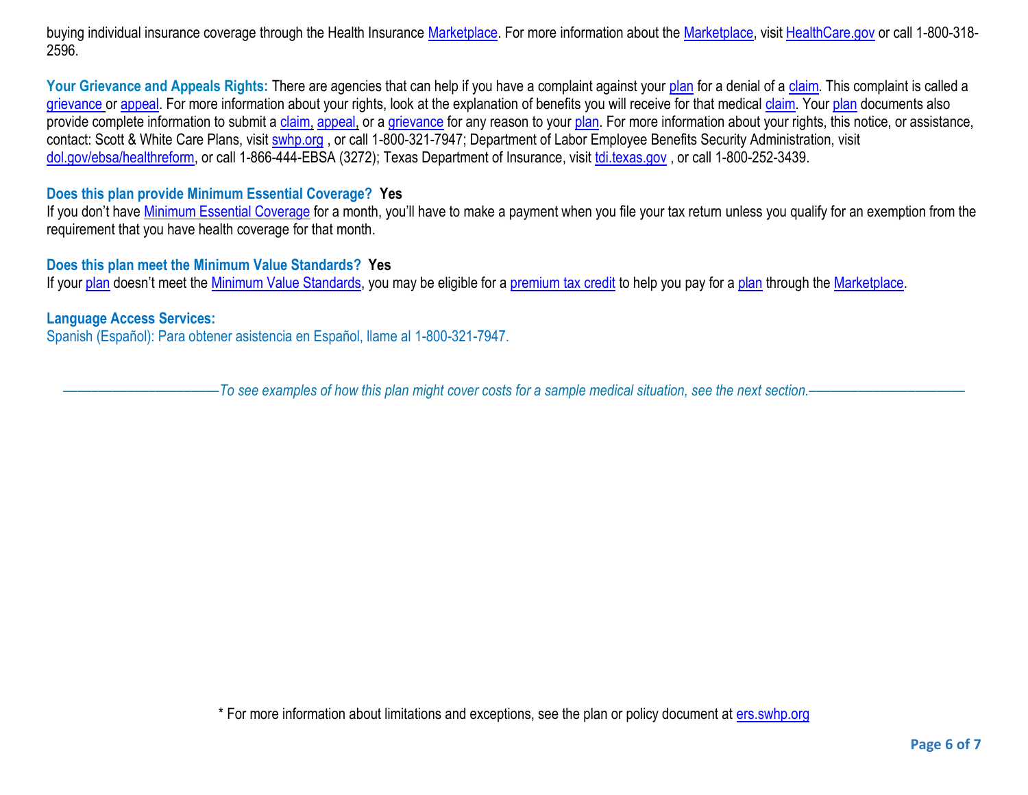buying individual insurance coverage through the Health Insurance Marketplace. For more information about the Marketplace, visit HealthCare.gov or call 1-800-318-2596.

**Your Grievance and Appeals Rights:** There are agencies that can help if you have a complaint against your plan for a denial of a claim. This complaint is called a grievance or appeal. For more information about your rights, look at the explanation of benefits you will receive for that medical claim. Your plan documents also provide complete information to submit a claim, appeal, or a grievance for any reason to your plan. For more information about your rights, this notice, or assistance, contact: Scott & White Care Plans, visit swhp.org , or call 1-800-321-7947; Department of Labor Employee Benefits Security Administration, visit dol.gov/ebsa/healthreform, or call 1-866-444-EBSA (3272); Texas Department of Insurance, visit tdi.texas.gov , or call 1-800-252-3439.

**Does this plan provide Minimum Essential Coverage? Yes**

If you don't have Minimum Essential Coverage for a month, you'll have to make a payment when you file your tax return unless you qualify for an exemption from the requirement that you have health coverage for that month.

**Does this plan meet the Minimum Value Standards? Yes**

If your plan doesn't meet the Minimum Value Standards, you may be eligible for a premium tax credit to help you pay for a plan through the Marketplace.

**Language Access Services:**

Spanish (Español): Para obtener asistencia en Español, llame al 1-800-321-7947.

*——————————To see examples of how this plan might cover costs for a sample medical situation, see the next section.——————————*

\* For more information about limitations and exceptions, see the plan or policy document at ers.swhp.org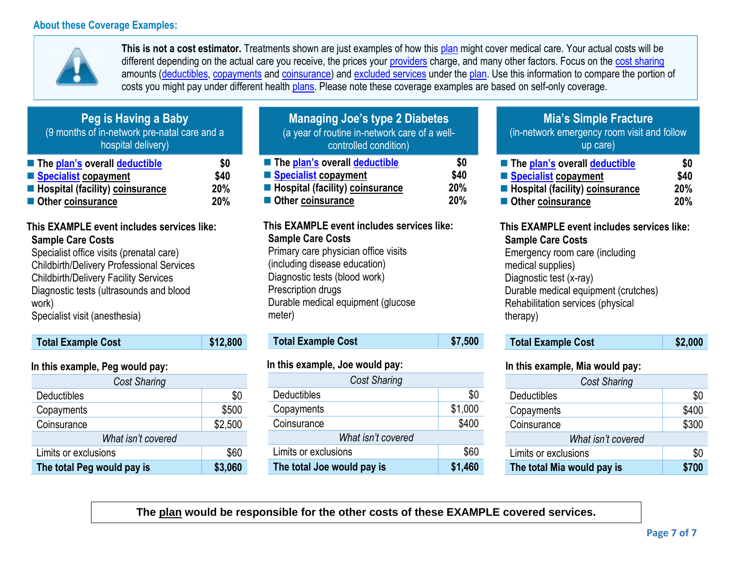## About these Coverage Examples:

**This is not a cost estimator.** Treatments shown are just examples of how this plan might cover medical care. Your actual costs will be different depending on the actual care you receive, the prices your providers charge, and many other factors. Focus on the cost sharing amounts (deductibles, copayments and coinsurance) and excluded services under the plan. Use this information to compare the portion of costs you might pay under different health plans. Please note these coverage examples are based on self-only coverage.

### Peg is Having a Baby
(9 months of in-network pre-natal care and a hospital delivery)

- **The plan's overall deductible** — **$0**
- **Specialist copayment** — **$40**
- **Hospital (facility) coinsurance** — **20%**
- **Other coinsurance** — **20%**

**This EXAMPLE event includes services like:**

**Sample Care Costs**
Specialist office visits (prenatal care)
Childbirth/Delivery Professional Services
Childbirth/Delivery Facility Services
Diagnostic tests (ultrasounds and blood work)
Specialist visit (anesthesia)

| **Total Example Cost** | **$12,800** |
|---|---|

**In this example, Peg would pay:**

| *Cost Sharing* | |
|---|---|
| Deductibles | $0 |
| Copayments | $500 |
| Coinsurance | $2,500 |
| *What isn't covered* | |
| Limits or exclusions | $60 |
| **The total Peg would pay is** | **$3,060** |

### Managing Joe's type 2 Diabetes
(a year of routine in-network care of a well-controlled condition)

- **The plan's overall deductible** — **$0**
- **Specialist copayment** — **$40**
- **Hospital (facility) coinsurance** — **20%**
- **Other coinsurance** — **20%**

**This EXAMPLE event includes services like:**

**Sample Care Costs**
Primary care physician office visits (including disease education)
Diagnostic tests (blood work)
Prescription drugs
Durable medical equipment (glucose meter)

| **Total Example Cost** | **$7,500** |
|---|---|

**In this example, Joe would pay:**

| *Cost Sharing* | |
|---|---|
| Deductibles | $0 |
| Copayments | $1,000 |
| Coinsurance | $400 |
| *What isn't covered* | |
| Limits or exclusions | $60 |
| **The total Joe would pay is** | **$1,460** |

### Mia's Simple Fracture
(in-network emergency room visit and follow up care)

- **The plan's overall deductible** — **$0**
- **Specialist copayment** — **$40**
- **Hospital (facility) coinsurance** — **20%**
- **Other coinsurance** — **20%**

**This EXAMPLE event includes services like:**

**Sample Care Costs**
Emergency room care (including medical supplies)
Diagnostic test (x-ray)
Durable medical equipment (crutches)
Rehabilitation services (physical therapy)

| **Total Example Cost** | **$2,000** |
|---|---|

**In this example, Mia would pay:**

| *Cost Sharing* | |
|---|---|
| Deductibles | $0 |
| Copayments | $400 |
| Coinsurance | $300 |
| *What isn't covered* | |
| Limits or exclusions | $0 |
| **The total Mia would pay is** | **$700** |

**The plan would be responsible for the other costs of these EXAMPLE covered services.**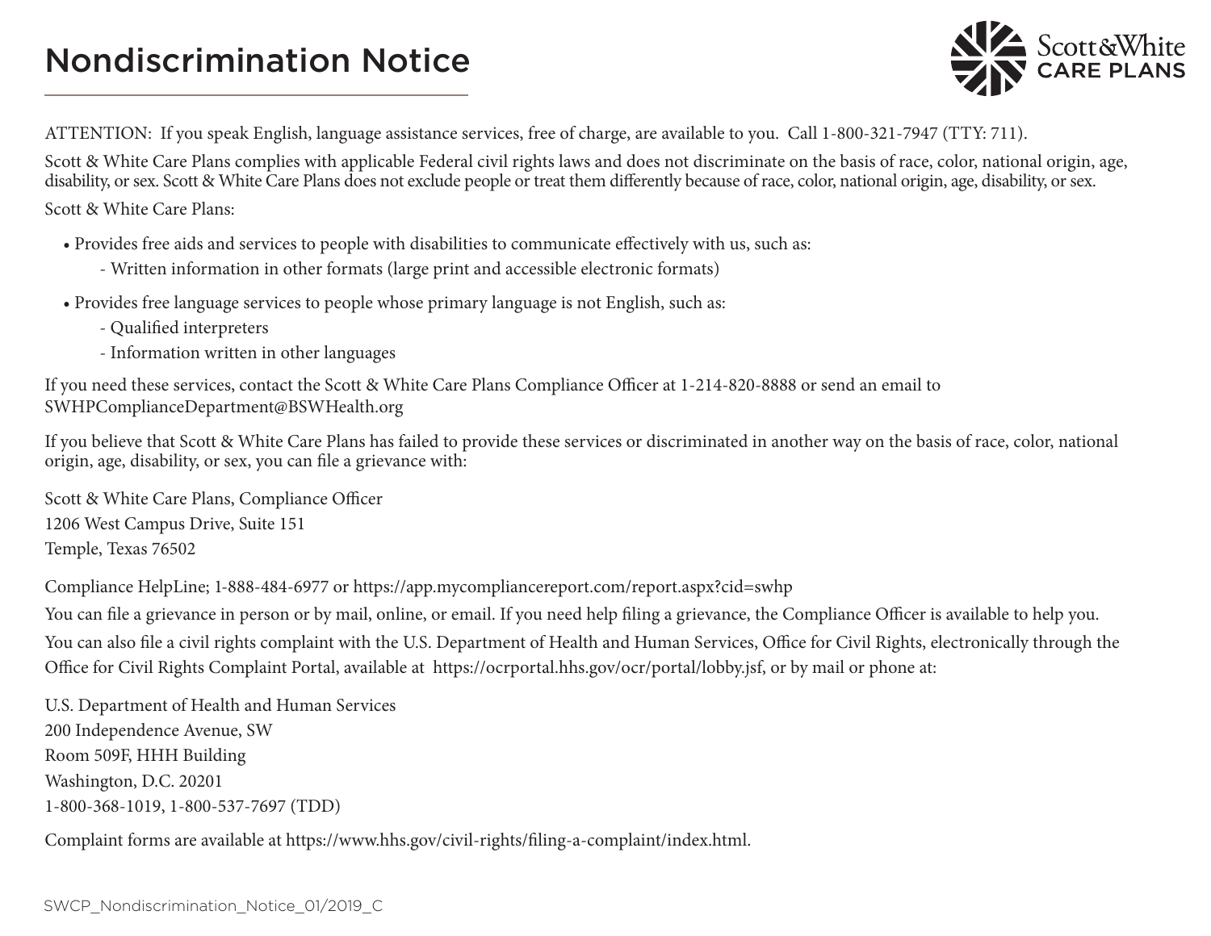# Nondiscrimination Notice

ATTENTION: If you speak English, language assistance services, free of charge, are available to you. Call 1-800-321-7947 (TTY: 711).

Scott & White Care Plans complies with applicable Federal civil rights laws and does not discriminate on the basis of race, color, national origin, age, disability, or sex. Scott & White Care Plans does not exclude people or treat them differently because of race, color, national origin, age, disability, or sex.

Scott & White Care Plans:

- Provides free aids and services to people with disabilities to communicate effectively with us, such as:
  - Written information in other formats (large print and accessible electronic formats)
- Provides free language services to people whose primary language is not English, such as:
  - Qualified interpreters
  - Information written in other languages

If you need these services, contact the Scott & White Care Plans Compliance Officer at 1-214-820-8888 or send an email to SWHPComplianceDepartment@BSWHealth.org

If you believe that Scott & White Care Plans has failed to provide these services or discriminated in another way on the basis of race, color, national origin, age, disability, or sex, you can file a grievance with:

Scott & White Care Plans, Compliance Officer
1206 West Campus Drive, Suite 151
Temple, Texas 76502

Compliance HelpLine; 1-888-484-6977 or https://app.mycompliancereport.com/report.aspx?cid=swhp

You can file a grievance in person or by mail, online, or email. If you need help filing a grievance, the Compliance Officer is available to help you.

You can also file a civil rights complaint with the U.S. Department of Health and Human Services, Office for Civil Rights, electronically through the Office for Civil Rights Complaint Portal, available at https://ocrportal.hhs.gov/ocr/portal/lobby.jsf, or by mail or phone at:

U.S. Department of Health and Human Services
200 Independence Avenue, SW
Room 509F, HHH Building
Washington, D.C. 20201
1-800-368-1019, 1-800-537-7697 (TDD)

Complaint forms are available at https://www.hhs.gov/civil-rights/filing-a-complaint/index.html.

SWCP_Nondiscrimination_Notice_01/2019_C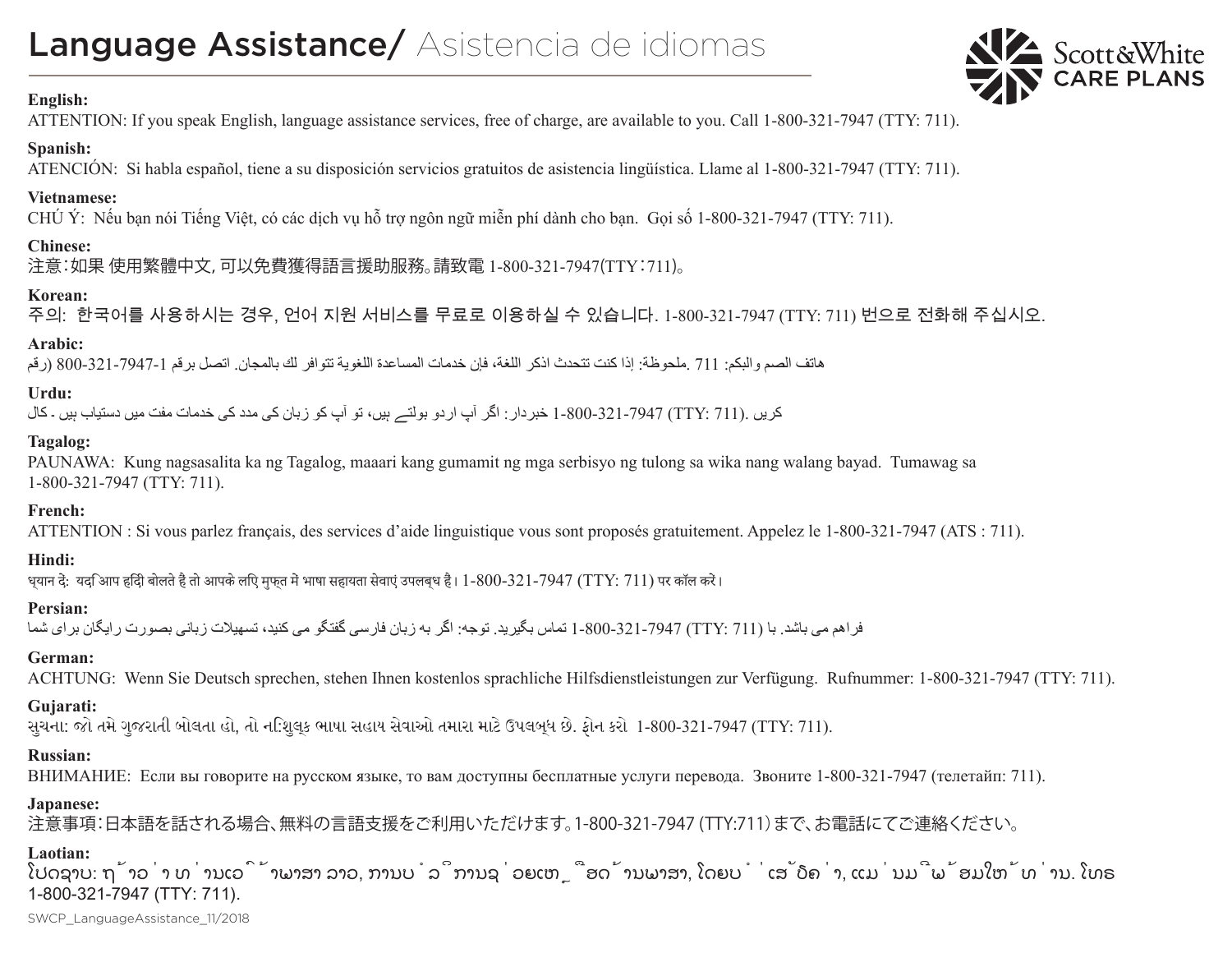# Language Assistance/ Asistencia de idiomas

Scott&White CARE PLANS

**English:**
ATTENTION: If you speak English, language assistance services, free of charge, are available to you. Call 1-800-321-7947 (TTY: 711).

**Spanish:**
ATENCIÓN: Si habla español, tiene a su disposición servicios gratuitos de asistencia lingüística. Llame al 1-800-321-7947 (TTY: 711).

**Vietnamese:**
CHÚ Ý: Nếu bạn nói Tiếng Việt, có các dịch vụ hỗ trợ ngôn ngữ miễn phí dành cho bạn. Gọi số 1-800-321-7947 (TTY: 711).

**Chinese:**
注意：如果 使用繁體中文，可以免費獲得語言援助服務。請致電 1-800-321-7947(TTY：711)。

**Korean:**
주의: 한국어를 사용하시는 경우, 언어 지원 서비스를 무료로 이용하실 수 있습니다. 1-800-321-7947 (TTY: 711) 번으로 전화해 주십시오.

**Arabic:**
ملحوظة: إذا كنت تتحدث اذكر اللغة، فإن خدمات المساعدة اللغوية تتوافر لك بالمجان. اتصل برقم 1-7947-321-800 (رقم هاتف الصم والبكم: 711.

**Urdu:**
خبردار: اگر آپ اردو بولتے ہیں، تو آپ کو زبان کی مدد کی خدمات مفت میں دستیاب ہیں ۔ کال کریں 1-800-321-7947 (TTY: 711).

**Tagalog:**
PAUNAWA: Kung nagsasalita ka ng Tagalog, maaari kang gumamit ng mga serbisyo ng tulong sa wika nang walang bayad. Tumawag sa 1-800-321-7947 (TTY: 711).

**French:**
ATTENTION : Si vous parlez français, des services d'aide linguistique vous sont proposés gratuitement. Appelez le 1-800-321-7947 (ATS : 711).

**Hindi:**
ध्यान दें: यदि आप हिंदी बोलते है तो आपके लिए मुफ्त में भाषा सहायता सेवाएं उपलब्ध है। 1-800-321-7947 (TTY: 711) पर कॉल करें।

**Persian:**
توجه: اگر به زبان فارسی گفتگو می کنید، تسهیلات زبانی بصورت رایگان برای شما فراهم می باشد. با (TTY: 711) 1-800-321-7947 تماس بگیرید.

**German:**
ACHTUNG: Wenn Sie Deutsch sprechen, stehen Ihnen kostenlos sprachliche Hilfsdienstleistungen zur Verfügung. Rufnummer: 1-800-321-7947 (TTY: 711).

**Gujarati:**
સુચના: જો તમે ગુજરાતી બોલતા હો, તો નિ:શુલ્ક ભાષા સહાય સેવાઓ તમારા માટે ઉપલબ્ધ છે. ફોન કરો 1-800-321-7947 (TTY: 711).

**Russian:**
ВНИМАНИЕ: Если вы говорите на русском языке, то вам доступны бесплатные услуги перевода. Звоните 1-800-321-7947 (телетайп: 711).

**Japanese:**
注意事項：日本語を話される場合、無料の言語支援をご利用いただけます。1-800-321-7947 (TTY:711) まで、お電話にてご連絡ください。

**Laotian:**
ໂປດຊາບ: ຖ້າວ່າ ທ່ານເວົ້າພາສາ ລາວ, ການບໍລິການຊ່ວຍເຫຼືອດ້ານພາສາ, ໂດຍບໍ່ເສັຽຄ່າ, ແມ່ນມີພ້ອມໃຫ້ທ່ານ. ໂທຣ 1-800-321-7947 (TTY: 711).

SWCP_LanguageAssistance_11/2018